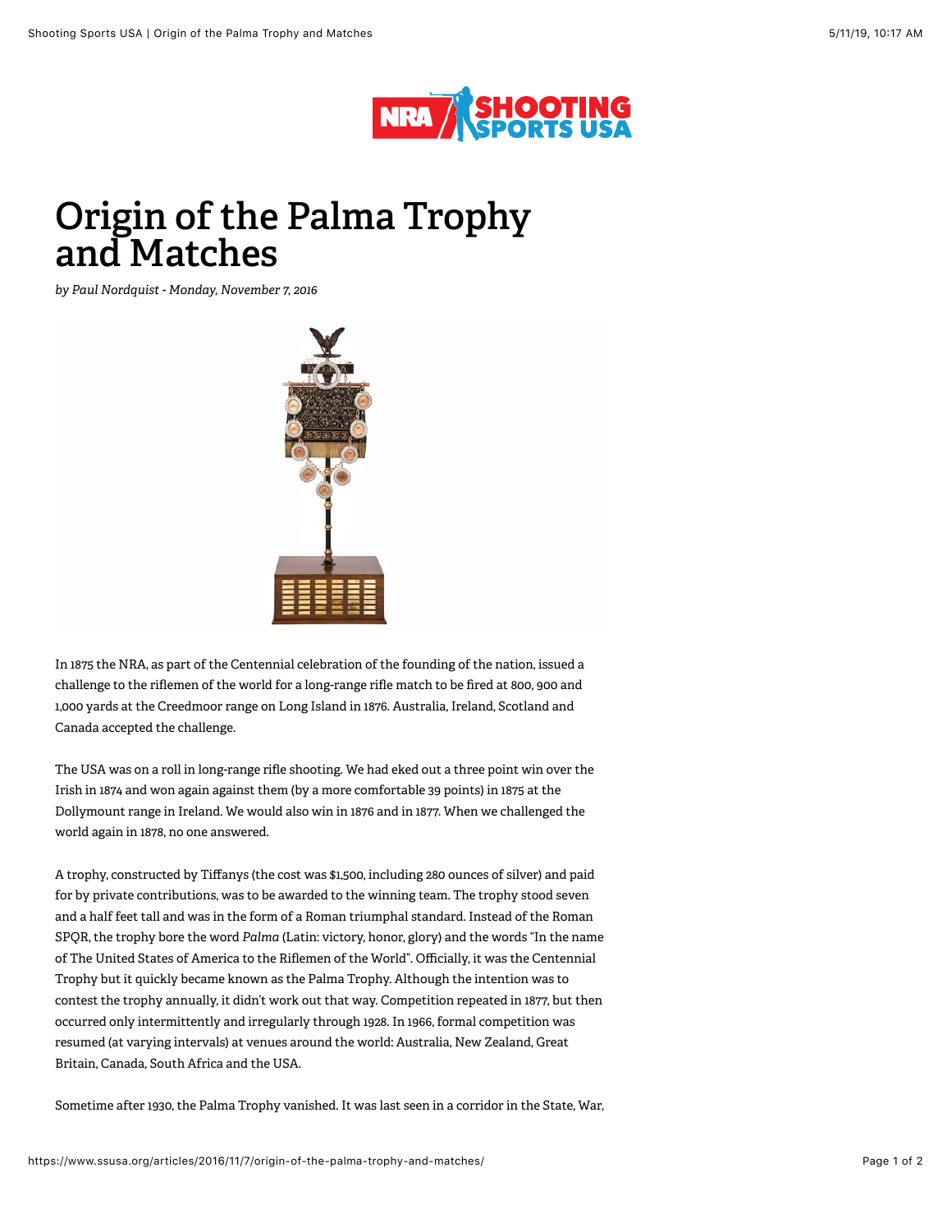# Origin of the Palma Trophy and Matches

*by Paul Nordquist - Monday, November 7, 2016*

In 1875 the NRA, as part of the Centennial celebration of the founding of the nation, issued a challenge to the riflemen of the world for a long-range rifle match to be fired at 800, 900 and 1,000 yards at the Creedmoor range on Long Island in 1876. Australia, Ireland, Scotland and Canada accepted the challenge.

The USA was on a roll in long-range rifle shooting. We had eked out a three point win over the Irish in 1874 and won again against them (by a more comfortable 39 points) in 1875 at the Dollymount range in Ireland. We would also win in 1876 and in 1877. When we challenged the world again in 1878, no one answered.

A trophy, constructed by Tiffanys (the cost was $1,500, including 280 ounces of silver) and paid for by private contributions, was to be awarded to the winning team. The trophy stood seven and a half feet tall and was in the form of a Roman triumphal standard. Instead of the Roman SPQR, the trophy bore the word *Palma* (Latin: victory, honor, glory) and the words "In the name of The United States of America to the Riflemen of the World". Officially, it was the Centennial Trophy but it quickly became known as the Palma Trophy. Although the intention was to contest the trophy annually, it didn't work out that way. Competition repeated in 1877, but then occurred only intermittently and irregularly through 1928. In 1966, formal competition was resumed (at varying intervals) at venues around the world: Australia, New Zealand, Great Britain, Canada, South Africa and the USA.

Sometime after 1930, the Palma Trophy vanished. It was last seen in a corridor in the State, War,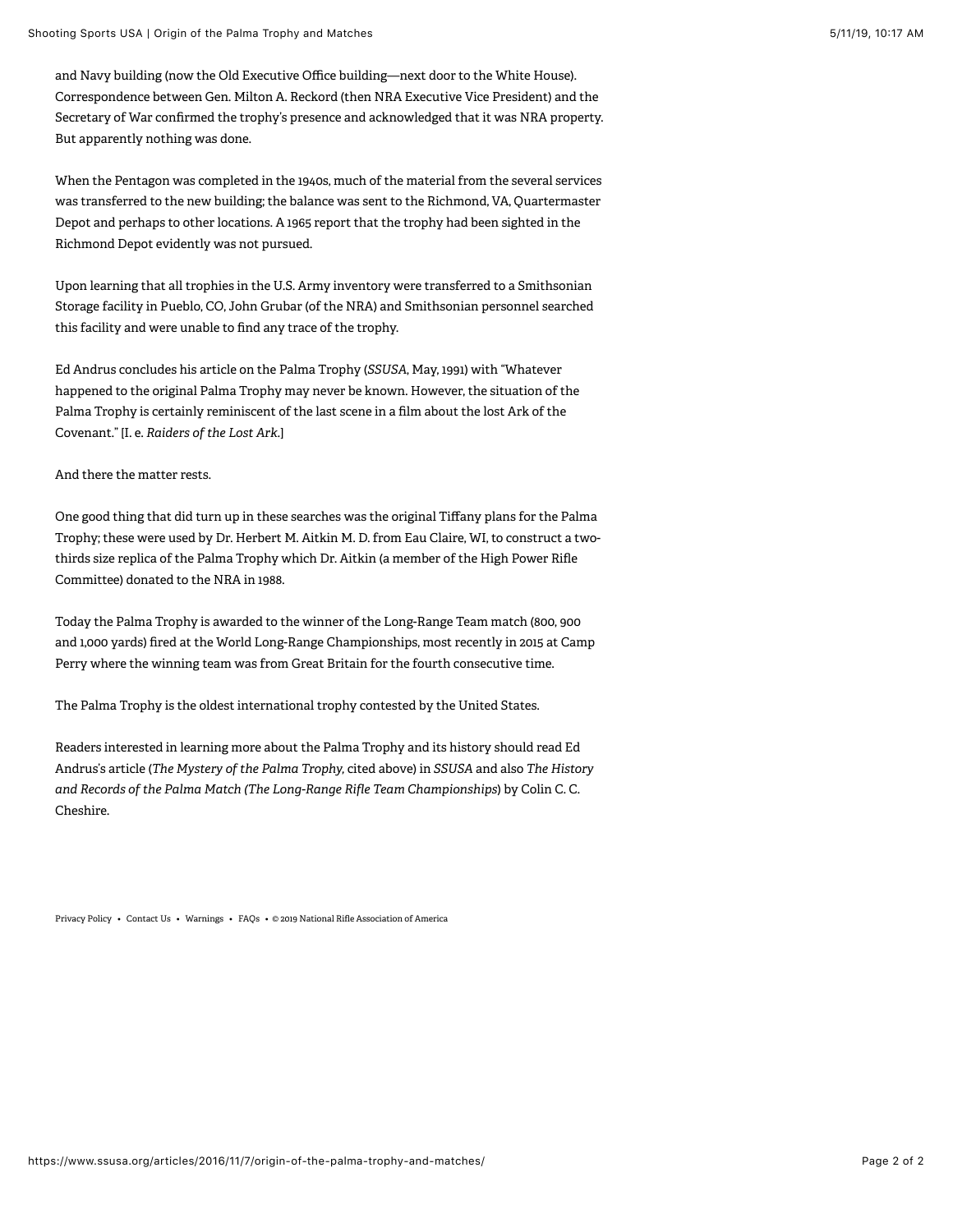and Navy building (now the Old Executive Office building—next door to the White House). Correspondence between Gen. Milton A. Reckord (then NRA Executive Vice President) and the Secretary of War confirmed the trophy's presence and acknowledged that it was NRA property. But apparently nothing was done.

When the Pentagon was completed in the 1940s, much of the material from the several services was transferred to the new building; the balance was sent to the Richmond, VA, Quartermaster Depot and perhaps to other locations. A 1965 report that the trophy had been sighted in the Richmond Depot evidently was not pursued.

Upon learning that all trophies in the U.S. Army inventory were transferred to a Smithsonian Storage facility in Pueblo, CO, John Grubar (of the NRA) and Smithsonian personnel searched this facility and were unable to find any trace of the trophy.

Ed Andrus concludes his article on the Palma Trophy (*SSUSA*, May, 1991) with "Whatever happened to the original Palma Trophy may never be known. However, the situation of the Palma Trophy is certainly reminiscent of the last scene in a film about the lost Ark of the Covenant." [I. e. *Raiders of the Lost Ark.*]

And there the matter rests.

One good thing that did turn up in these searches was the original Tiffany plans for the Palma Trophy; these were used by Dr. Herbert M. Aitkin M. D. from Eau Claire, WI, to construct a two-thirds size replica of the Palma Trophy which Dr. Aitkin (a member of the High Power Rifle Committee) donated to the NRA in 1988.

Today the Palma Trophy is awarded to the winner of the Long-Range Team match (800, 900 and 1,000 yards) fired at the World Long-Range Championships, most recently in 2015 at Camp Perry where the winning team was from Great Britain for the fourth consecutive time.

The Palma Trophy is the oldest international trophy contested by the United States.

Readers interested in learning more about the Palma Trophy and its history should read Ed Andrus's article (*The Mystery of the Palma Trophy,* cited above) in *SSUSA* and also *The History and Records of the Palma Match (The Long-Range Rifle Team Championships*) by Colin C. C. Cheshire.

Privacy Policy • Contact Us • Warnings • FAQs • © 2019 National Rifle Association of America